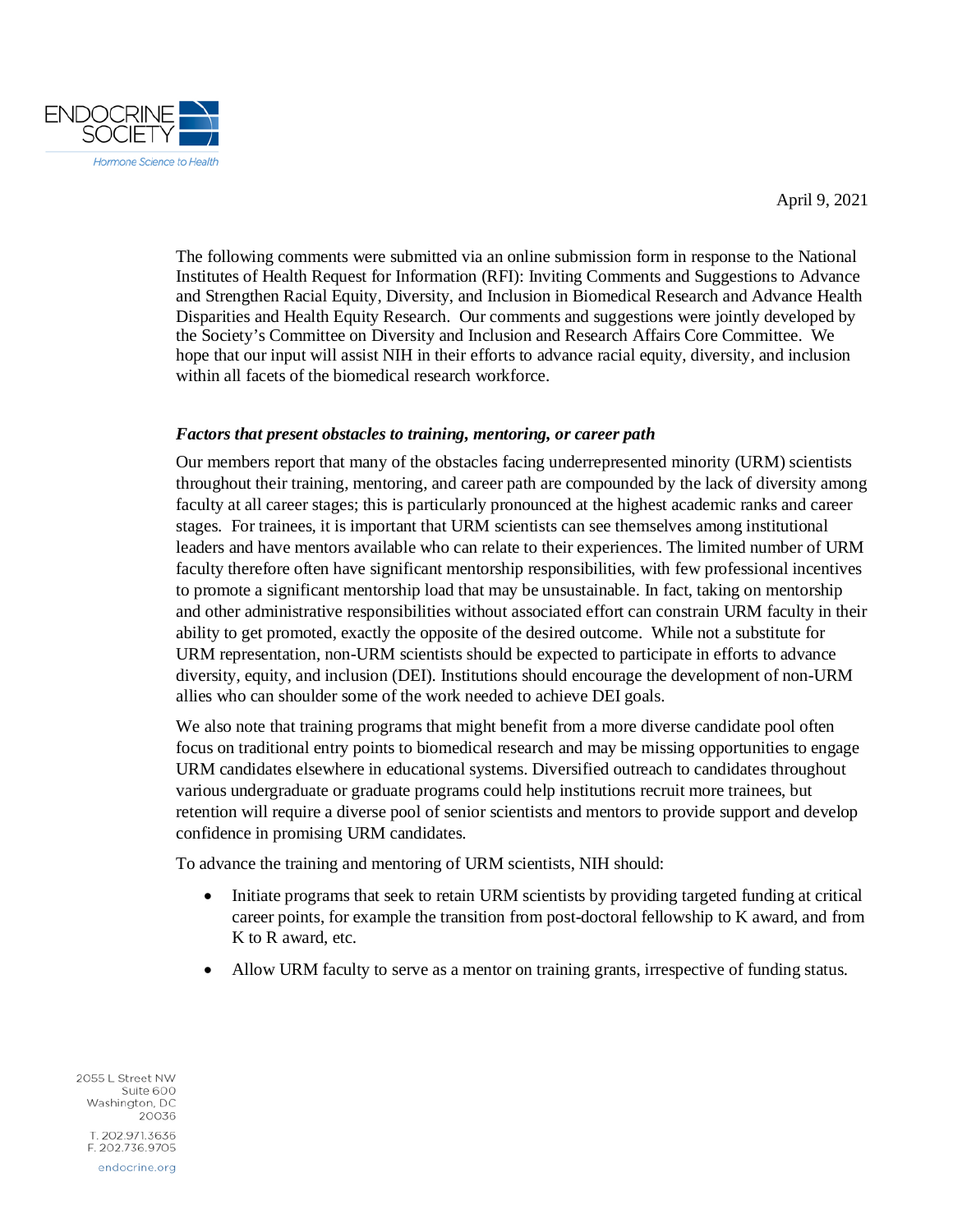April 9, 2021

The following comments were submitted via an online submission form in response to the National Institutes of Health Request for Information (RFI): Inviting Comments and Suggestions to Advance and Strengthen Racial Equity, Diversity, and Inclusion in Biomedical Research and Advance Health Disparities and Health Equity Research. Our comments and suggestions were jointly developed by the Society's Committee on Diversity and Inclusion and Research Affairs Core Committee. We hope that our input will assist NIH in their efforts to advance racial equity, diversity, and inclusion within all facets of the biomedical research workforce.

***Factors that present obstacles to training, mentoring, or career path***

Our members report that many of the obstacles facing underrepresented minority (URM) scientists throughout their training, mentoring, and career path are compounded by the lack of diversity among faculty at all career stages; this is particularly pronounced at the highest academic ranks and career stages. For trainees, it is important that URM scientists can see themselves among institutional leaders and have mentors available who can relate to their experiences. The limited number of URM faculty therefore often have significant mentorship responsibilities, with few professional incentives to promote a significant mentorship load that may be unsustainable. In fact, taking on mentorship and other administrative responsibilities without associated effort can constrain URM faculty in their ability to get promoted, exactly the opposite of the desired outcome. While not a substitute for URM representation, non-URM scientists should be expected to participate in efforts to advance diversity, equity, and inclusion (DEI). Institutions should encourage the development of non-URM allies who can shoulder some of the work needed to achieve DEI goals.

We also note that training programs that might benefit from a more diverse candidate pool often focus on traditional entry points to biomedical research and may be missing opportunities to engage URM candidates elsewhere in educational systems. Diversified outreach to candidates throughout various undergraduate or graduate programs could help institutions recruit more trainees, but retention will require a diverse pool of senior scientists and mentors to provide support and develop confidence in promising URM candidates.

To advance the training and mentoring of URM scientists, NIH should:

- Initiate programs that seek to retain URM scientists by providing targeted funding at critical career points, for example the transition from post-doctoral fellowship to K award, and from K to R award, etc.
- Allow URM faculty to serve as a mentor on training grants, irrespective of funding status.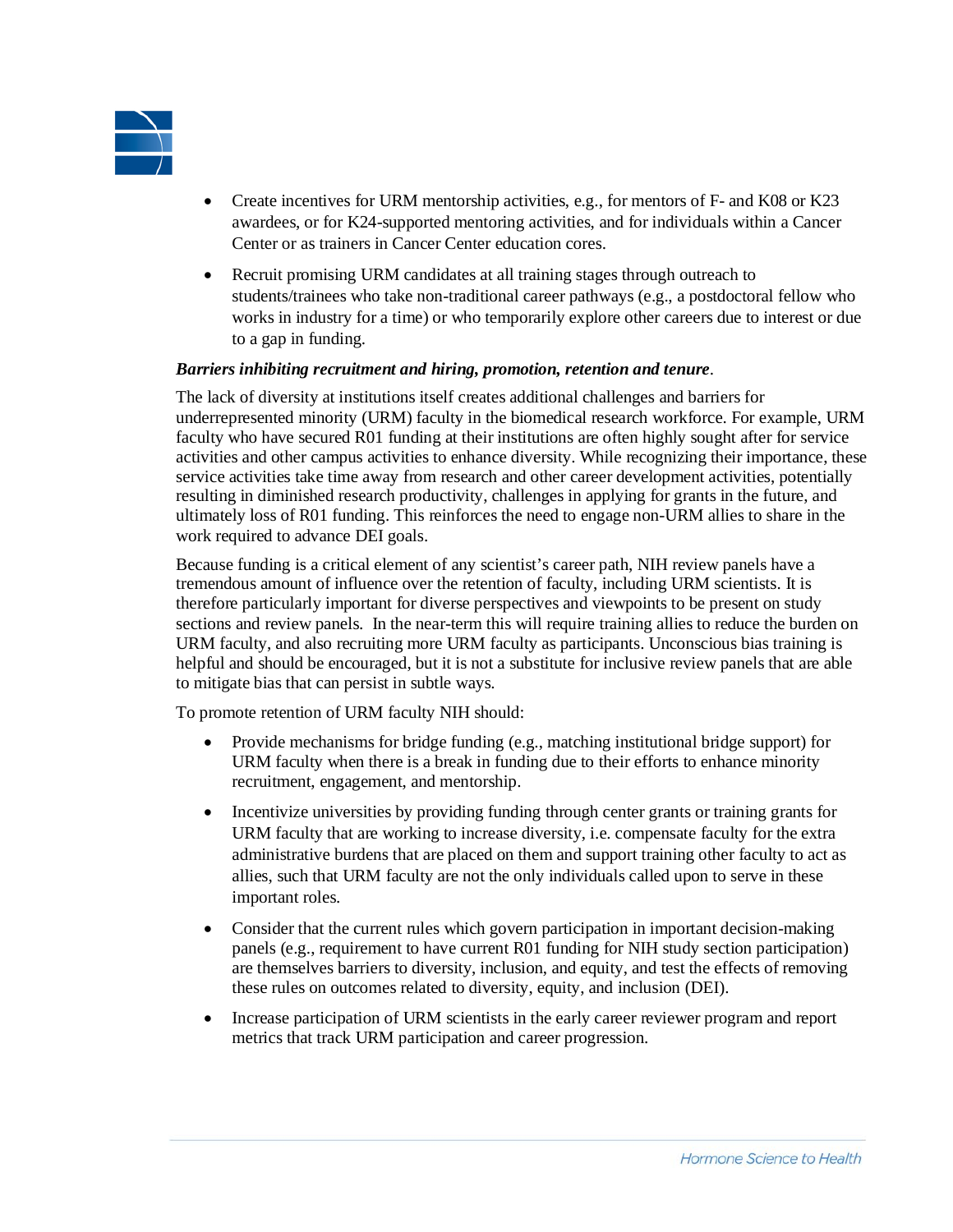- Create incentives for URM mentorship activities, e.g., for mentors of F- and K08 or K23 awardees, or for K24-supported mentoring activities, and for individuals within a Cancer Center or as trainers in Cancer Center education cores.
- Recruit promising URM candidates at all training stages through outreach to students/trainees who take non-traditional career pathways (e.g., a postdoctoral fellow who works in industry for a time) or who temporarily explore other careers due to interest or due to a gap in funding.

***Barriers inhibiting recruitment and hiring, promotion, retention and tenure*.**

The lack of diversity at institutions itself creates additional challenges and barriers for underrepresented minority (URM) faculty in the biomedical research workforce. For example, URM faculty who have secured R01 funding at their institutions are often highly sought after for service activities and other campus activities to enhance diversity. While recognizing their importance, these service activities take time away from research and other career development activities, potentially resulting in diminished research productivity, challenges in applying for grants in the future, and ultimately loss of R01 funding. This reinforces the need to engage non-URM allies to share in the work required to advance DEI goals.

Because funding is a critical element of any scientist's career path, NIH review panels have a tremendous amount of influence over the retention of faculty, including URM scientists. It is therefore particularly important for diverse perspectives and viewpoints to be present on study sections and review panels. In the near-term this will require training allies to reduce the burden on URM faculty, and also recruiting more URM faculty as participants. Unconscious bias training is helpful and should be encouraged, but it is not a substitute for inclusive review panels that are able to mitigate bias that can persist in subtle ways.

To promote retention of URM faculty NIH should:

- Provide mechanisms for bridge funding (e.g., matching institutional bridge support) for URM faculty when there is a break in funding due to their efforts to enhance minority recruitment, engagement, and mentorship.
- Incentivize universities by providing funding through center grants or training grants for URM faculty that are working to increase diversity, i.e. compensate faculty for the extra administrative burdens that are placed on them and support training other faculty to act as allies, such that URM faculty are not the only individuals called upon to serve in these important roles.
- Consider that the current rules which govern participation in important decision-making panels (e.g., requirement to have current R01 funding for NIH study section participation) are themselves barriers to diversity, inclusion, and equity, and test the effects of removing these rules on outcomes related to diversity, equity, and inclusion (DEI).
- Increase participation of URM scientists in the early career reviewer program and report metrics that track URM participation and career progression.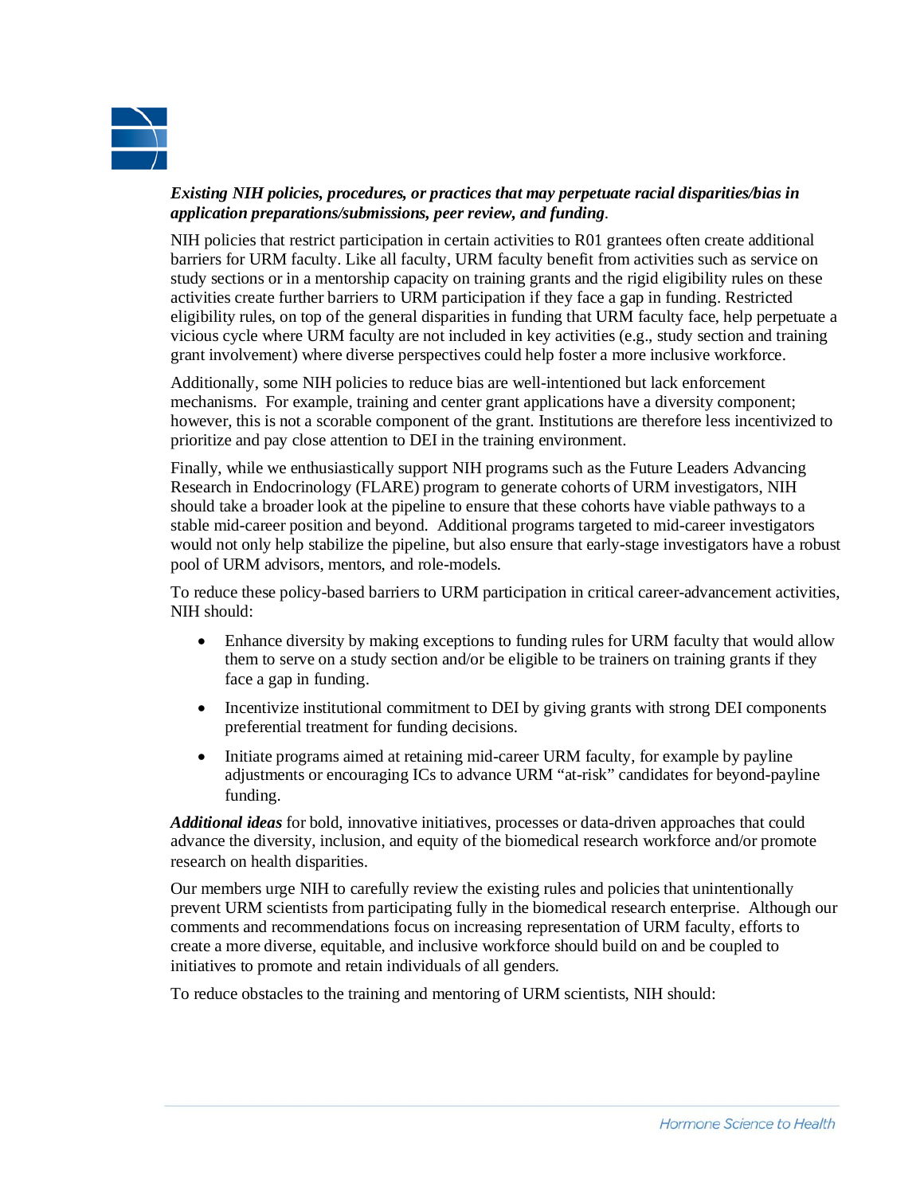***Existing NIH policies, procedures, or practices that may perpetuate racial disparities/bias in application preparations/submissions, peer review, and funding*.**

NIH policies that restrict participation in certain activities to R01 grantees often create additional barriers for URM faculty. Like all faculty, URM faculty benefit from activities such as service on study sections or in a mentorship capacity on training grants and the rigid eligibility rules on these activities create further barriers to URM participation if they face a gap in funding. Restricted eligibility rules, on top of the general disparities in funding that URM faculty face, help perpetuate a vicious cycle where URM faculty are not included in key activities (e.g., study section and training grant involvement) where diverse perspectives could help foster a more inclusive workforce.

Additionally, some NIH policies to reduce bias are well-intentioned but lack enforcement mechanisms. For example, training and center grant applications have a diversity component; however, this is not a scorable component of the grant. Institutions are therefore less incentivized to prioritize and pay close attention to DEI in the training environment.

Finally, while we enthusiastically support NIH programs such as the Future Leaders Advancing Research in Endocrinology (FLARE) program to generate cohorts of URM investigators, NIH should take a broader look at the pipeline to ensure that these cohorts have viable pathways to a stable mid-career position and beyond. Additional programs targeted to mid-career investigators would not only help stabilize the pipeline, but also ensure that early-stage investigators have a robust pool of URM advisors, mentors, and role-models.

To reduce these policy-based barriers to URM participation in critical career-advancement activities, NIH should:

- Enhance diversity by making exceptions to funding rules for URM faculty that would allow them to serve on a study section and/or be eligible to be trainers on training grants if they face a gap in funding.
- Incentivize institutional commitment to DEI by giving grants with strong DEI components preferential treatment for funding decisions.
- Initiate programs aimed at retaining mid-career URM faculty, for example by payline adjustments or encouraging ICs to advance URM "at-risk" candidates for beyond-payline funding.

***Additional ideas*** for bold, innovative initiatives, processes or data-driven approaches that could advance the diversity, inclusion, and equity of the biomedical research workforce and/or promote research on health disparities.

Our members urge NIH to carefully review the existing rules and policies that unintentionally prevent URM scientists from participating fully in the biomedical research enterprise. Although our comments and recommendations focus on increasing representation of URM faculty, efforts to create a more diverse, equitable, and inclusive workforce should build on and be coupled to initiatives to promote and retain individuals of all genders.

To reduce obstacles to the training and mentoring of URM scientists, NIH should: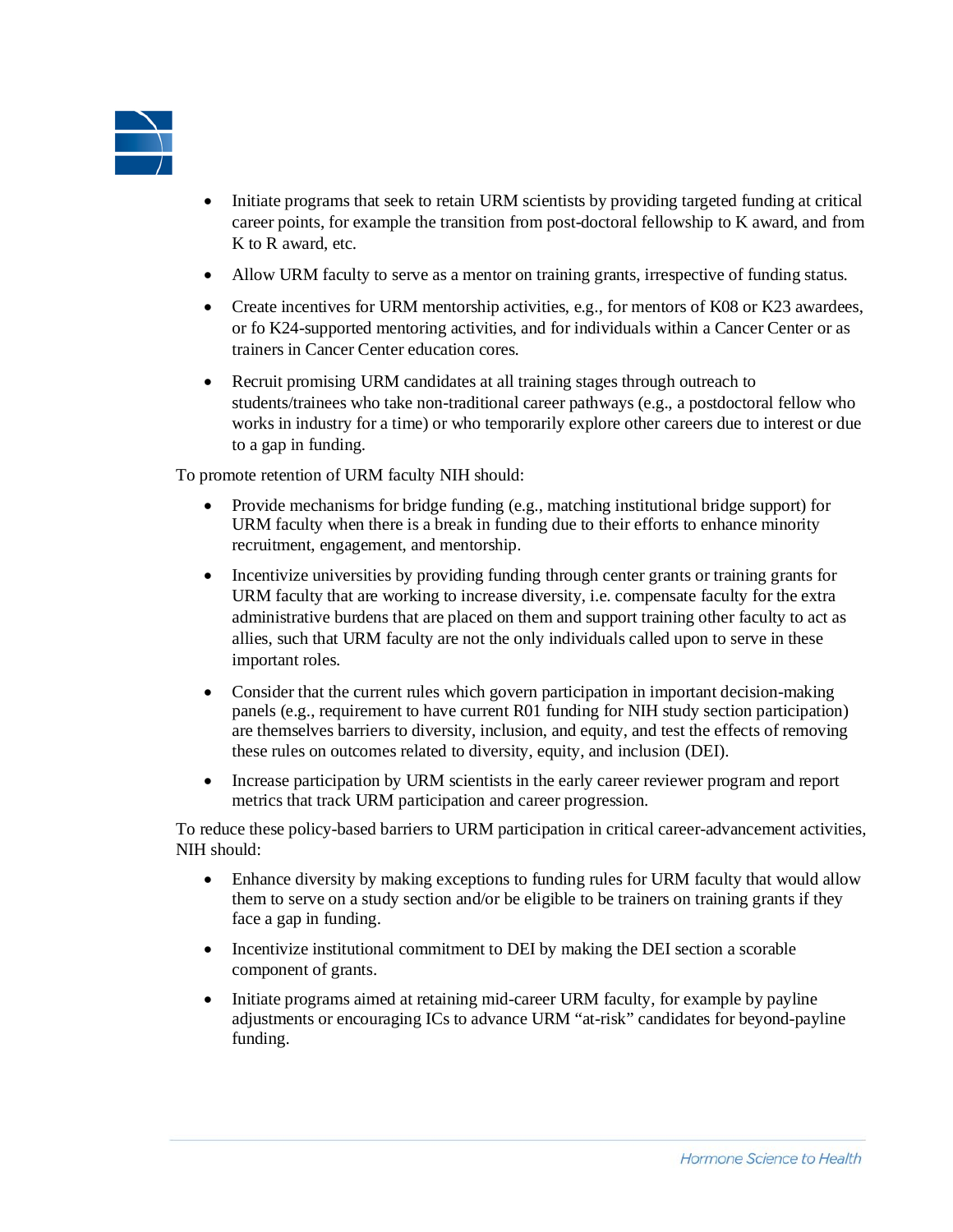- Initiate programs that seek to retain URM scientists by providing targeted funding at critical career points, for example the transition from post-doctoral fellowship to K award, and from K to R award, etc.
- Allow URM faculty to serve as a mentor on training grants, irrespective of funding status.
- Create incentives for URM mentorship activities, e.g., for mentors of K08 or K23 awardees, or fo K24-supported mentoring activities, and for individuals within a Cancer Center or as trainers in Cancer Center education cores.
- Recruit promising URM candidates at all training stages through outreach to students/trainees who take non-traditional career pathways (e.g., a postdoctoral fellow who works in industry for a time) or who temporarily explore other careers due to interest or due to a gap in funding.

To promote retention of URM faculty NIH should:

- Provide mechanisms for bridge funding (e.g., matching institutional bridge support) for URM faculty when there is a break in funding due to their efforts to enhance minority recruitment, engagement, and mentorship.
- Incentivize universities by providing funding through center grants or training grants for URM faculty that are working to increase diversity, i.e. compensate faculty for the extra administrative burdens that are placed on them and support training other faculty to act as allies, such that URM faculty are not the only individuals called upon to serve in these important roles.
- Consider that the current rules which govern participation in important decision-making panels (e.g., requirement to have current R01 funding for NIH study section participation) are themselves barriers to diversity, inclusion, and equity, and test the effects of removing these rules on outcomes related to diversity, equity, and inclusion (DEI).
- Increase participation by URM scientists in the early career reviewer program and report metrics that track URM participation and career progression.

To reduce these policy-based barriers to URM participation in critical career-advancement activities, NIH should:

- Enhance diversity by making exceptions to funding rules for URM faculty that would allow them to serve on a study section and/or be eligible to be trainers on training grants if they face a gap in funding.
- Incentivize institutional commitment to DEI by making the DEI section a scorable component of grants.
- Initiate programs aimed at retaining mid-career URM faculty, for example by payline adjustments or encouraging ICs to advance URM "at-risk" candidates for beyond-payline funding.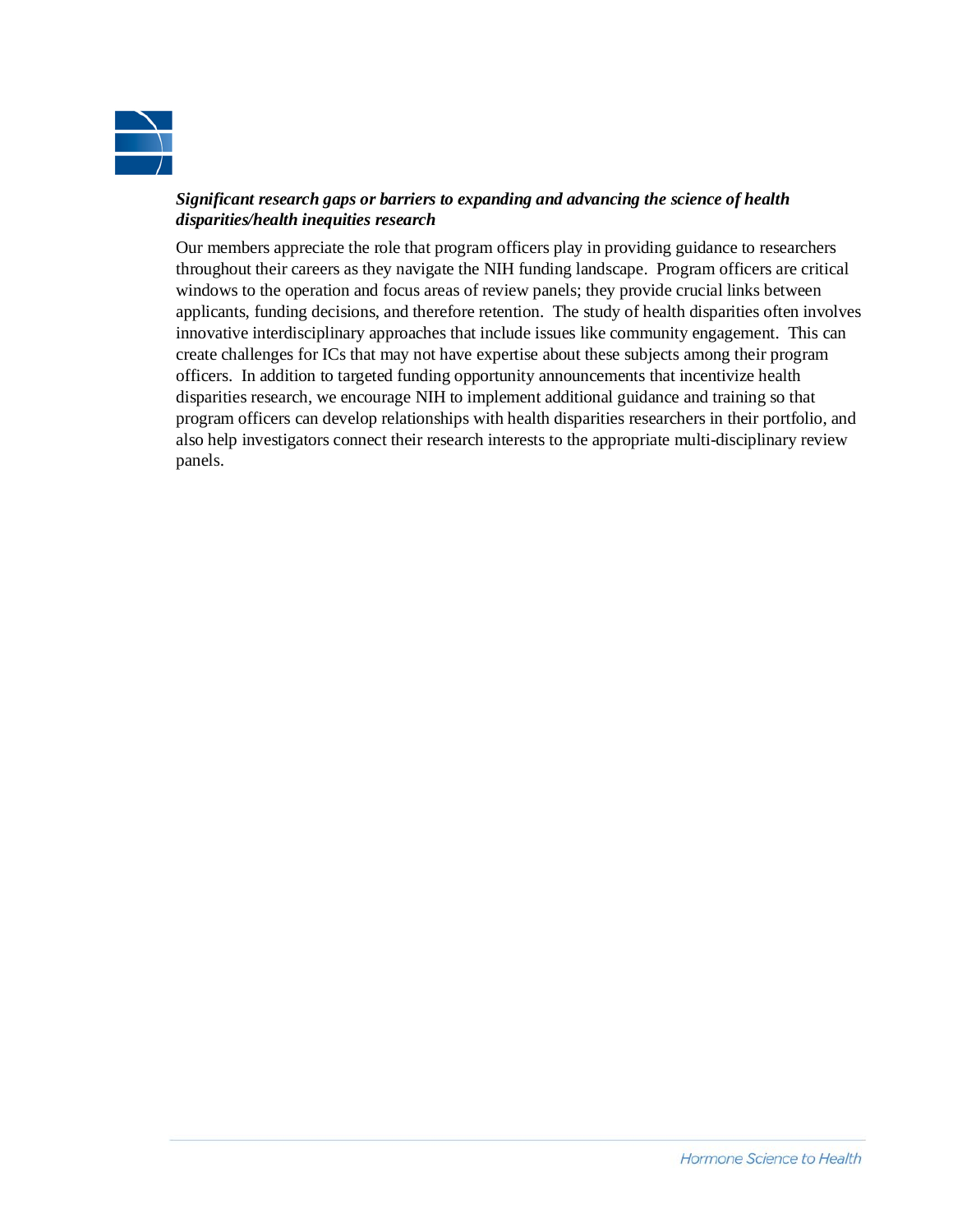***Significant research gaps or barriers to expanding and advancing the science of health disparities/health inequities research***

Our members appreciate the role that program officers play in providing guidance to researchers throughout their careers as they navigate the NIH funding landscape. Program officers are critical windows to the operation and focus areas of review panels; they provide crucial links between applicants, funding decisions, and therefore retention. The study of health disparities often involves innovative interdisciplinary approaches that include issues like community engagement. This can create challenges for ICs that may not have expertise about these subjects among their program officers. In addition to targeted funding opportunity announcements that incentivize health disparities research, we encourage NIH to implement additional guidance and training so that program officers can develop relationships with health disparities researchers in their portfolio, and also help investigators connect their research interests to the appropriate multi-disciplinary review panels.